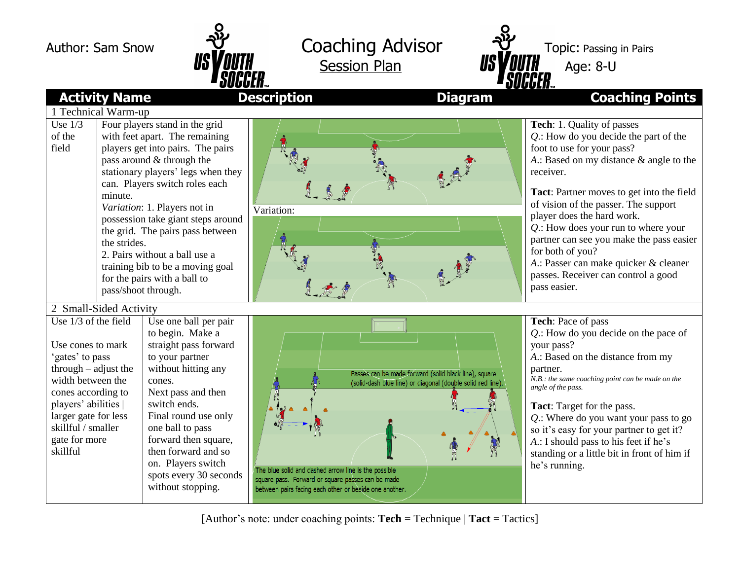Author: Sam Snow

# Coaching Advisor

## Session Plan

Topic: Passing in Pairs

Age: 8-U

| Activity Name | Description | Diagram | Coaching Points |
|---|---|---|---|
| **1 Technical Warm-up** | | | |
| Use 1/3 of the field | Four players stand in the grid with feet apart. The remaining players get into pairs. The pairs pass around & through the stationary players' legs when they can. Players switch roles each minute.<br>*Variation*: 1. Players not in possession take giant steps around the grid. The pairs pass between the strides.<br>2. Pairs without a ball use a training bib to be a moving goal for the pairs with a ball to pass/shoot through. | Variation: | **Tech**: 1. Quality of passes<br>*Q.*: How do you decide the part of the foot to use for your pass?<br>*A.*: Based on my distance & angle to the receiver.<br><br>**Tact**: Partner moves to get into the field of vision of the passer. The support player does the hard work.<br>*Q.*: How does your run to where your partner can see you make the pass easier for both of you?<br>*A.*: Passer can make quicker & cleaner passes. Receiver can control a good pass easier. |
| **2 Small-Sided Activity** | | | |
| Use 1/3 of the field<br><br>Use cones to mark 'gates' to pass through – adjust the width between the cones according to players' abilities \| larger gate for less skillful / smaller gate for more skillful | Use one ball per pair to begin. Make a straight pass forward to your partner without hitting any cones.<br>Next pass and then switch ends.<br>Final round use only one ball to pass forward then square, then forward and so on. Players switch spots every 30 seconds without stopping. | Passes can be made forward (solid black line), square (solid-dash blue line) or diagonal (double solid red line).<br>The blue solid and dashed arrow line is the possible square pass. Forward or square passes can be made between pairs facing each other or beside one another. | **Tech**: Pace of pass<br>*Q.*: How do you decide on the pace of your pass?<br>*A.*: Based on the distance from my partner.<br>*N.B.: the same coaching point can be made on the angle of the pass.*<br><br>**Tact**: Target for the pass.<br>*Q.*: Where do you want your pass to go so it's easy for your partner to get it?<br>*A.*: I should pass to his feet if he's standing or a little bit in front of him if he's running. |

[Author's note: under coaching points: **Tech** = Technique | **Tact** = Tactics]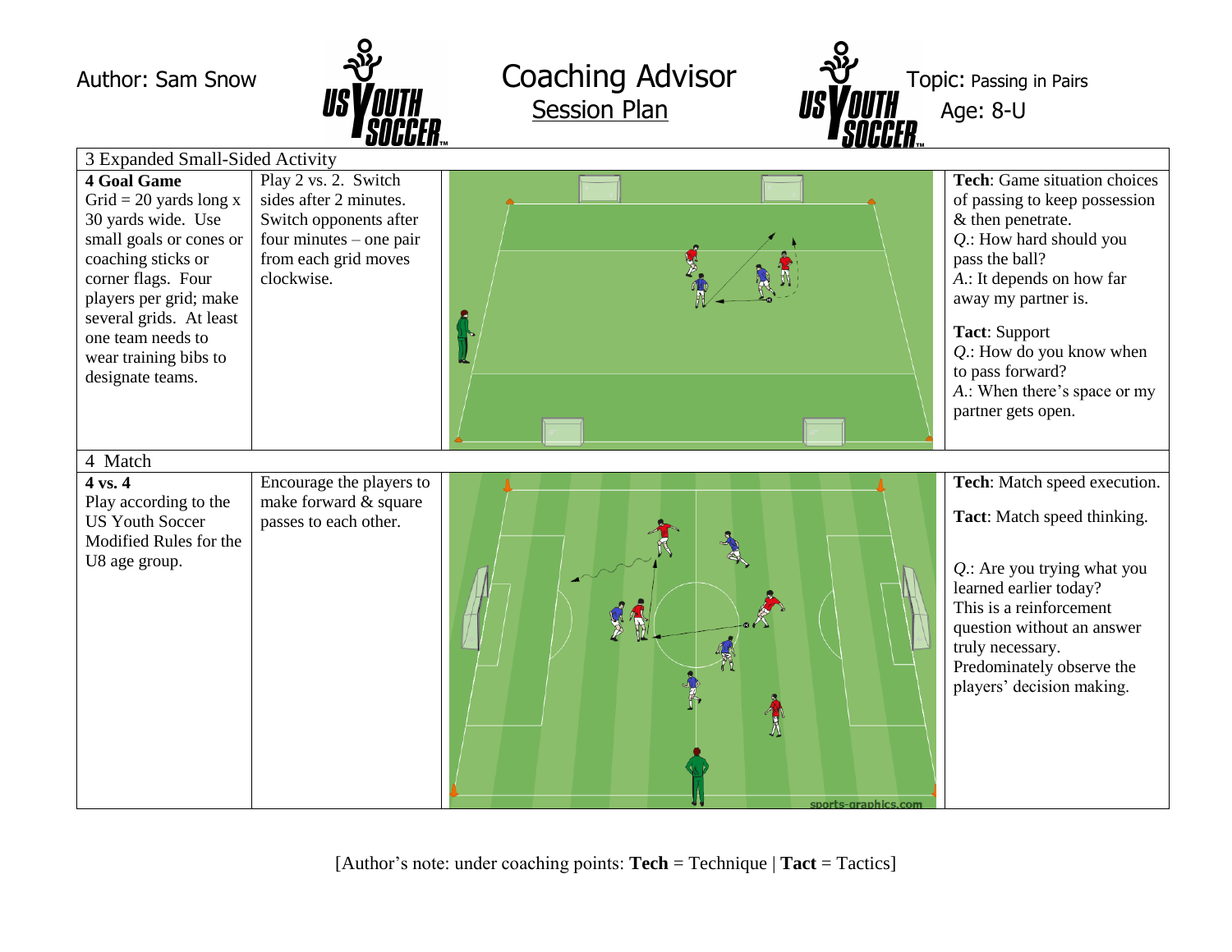Author: Sam Snow | **Coaching Advisor** | Session Plan | Topic: Passing in Pairs | Age: 8-U

| | | | |
|---|---|---|---|
| **3 Expanded Small-Sided Activity** | | | |
| **4 Goal Game**<br>Grid = 20 yards long x 30 yards wide. Use small goals or cones or coaching sticks or corner flags. Four players per grid; make several grids. At least one team needs to wear training bibs to designate teams. | Play 2 vs. 2. Switch sides after 2 minutes. Switch opponents after four minutes – one pair from each grid moves clockwise. | | **Tech**: Game situation choices of passing to keep possession & then penetrate.<br>*Q.*: How hard should you pass the ball?<br>*A.*: It depends on how far away my partner is.<br><br>**Tact**: Support<br>*Q.*: How do you know when to pass forward?<br>*A.*: When there's space or my partner gets open. |
| **4 Match** | | | |
| **4 vs. 4**<br>Play according to the US Youth Soccer Modified Rules for the U8 age group. | Encourage the players to make forward & square passes to each other. | | **Tech**: Match speed execution.<br><br>**Tact**: Match speed thinking.<br><br>*Q.*: Are you trying what you learned earlier today?<br>This is a reinforcement question without an answer truly necessary.<br>Predominately observe the players' decision making. |

[Author's note: under coaching points: **Tech** = Technique | **Tact** = Tactics]